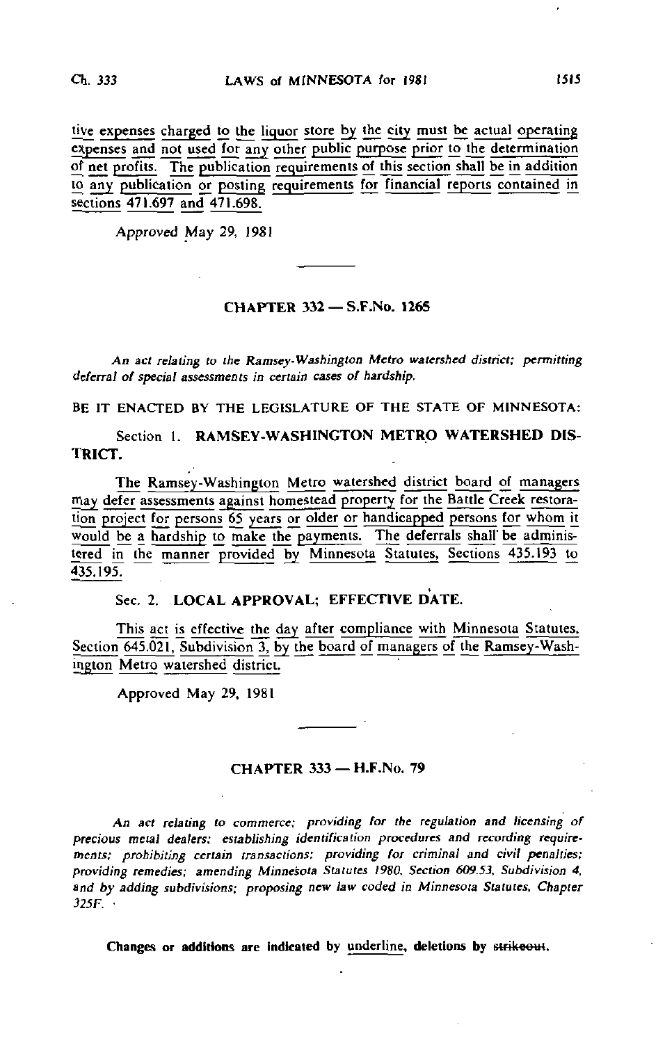tive expenses charged to the liquor store by the city must be actual operating expenses and not used for any other public purpose prior to the determination of net profits. The publication requirements of this section shall be in addition to any publication or posting requirements for financial reports contained in sections 471.697 and 471.698.

Approved May 29, 1981

---

## CHAPTER 332 — S.F.No. 1265

*An act relating to the Ramsey-Washington Metro watershed district; permitting deferral of special assessments in certain cases of hardship.*

BE IT ENACTED BY THE LEGISLATURE OF THE STATE OF MINNESOTA:

Section 1. **RAMSEY-WASHINGTON METRO WATERSHED DISTRICT.**

The Ramsey-Washington Metro watershed district board of managers may defer assessments against homestead property for the Battle Creek restoration project for persons 65 years or older or handicapped persons for whom it would be a hardship to make the payments. The deferrals shall be administered in the manner provided by Minnesota Statutes, Sections 435.193 to 435.195.

Sec. 2. **LOCAL APPROVAL; EFFECTIVE DATE.**

This act is effective the day after compliance with Minnesota Statutes, Section 645.021, Subdivision 3, by the board of managers of the Ramsey-Washington Metro watershed district.

Approved May 29, 1981

---

## CHAPTER 333 — H.F.No. 79

*An act relating to commerce; providing for the regulation and licensing of precious metal dealers; establishing identification procedures and recording requirements; prohibiting certain transactions; providing for criminal and civil penalties; providing remedies; amending Minnesota Statutes 1980, Section 609.53, Subdivision 4, and by adding subdivisions; proposing new law coded in Minnesota Statutes, Chapter 325F.*

**Changes or additions are indicated by underline, deletions by ~~strikeout~~.**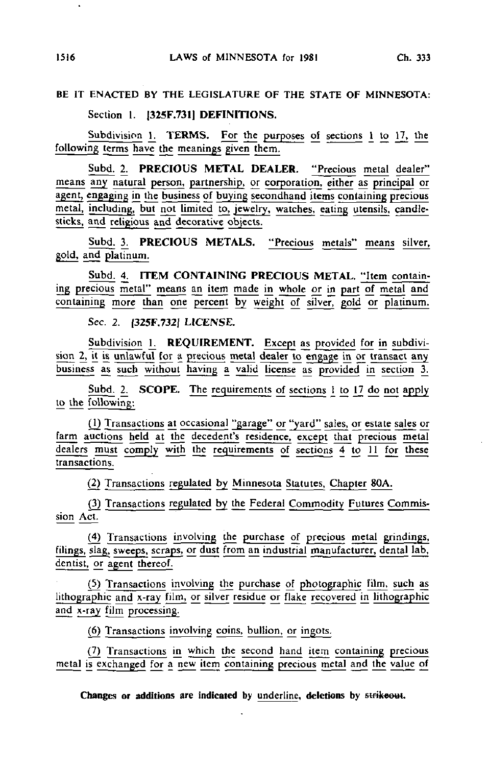BE IT ENACTED BY THE LEGISLATURE OF THE STATE OF MINNESOTA:

Section 1. [325F.731] DEFINITIONS.

Subdivision 1. TERMS. For the purposes of sections 1 to 17, the following terms have the meanings given them.

Subd. 2. **PRECIOUS METAL DEALER.** "Precious metal dealer" means any natural person, partnership, or corporation, either as principal or agent, engaging in the business of buying secondhand items containing precious metal, including, but not limited to, jewelry, watches, eating utensils, candlesticks, and religious and decorative objects.

Subd. 3. **PRECIOUS METALS.** "Precious metals" means silver, gold, and platinum.

Subd. 4. **ITEM CONTAINING PRECIOUS METAL.** "Item containing precious metal" means an item made in whole or in part of metal and containing more than one percent by weight of silver, gold or platinum.

*Sec. 2. [325F.732] LICENSE.*

Subdivision 1. **REQUIREMENT.** Except as provided for in subdivision 2, it is unlawful for a precious metal dealer to engage in or transact any business as such without having a valid license as provided in section 3.

Subd. 2. **SCOPE.** The requirements of sections 1 to 17 do not apply to the following:

(1) Transactions at occasional "garage" or "yard" sales, or estate sales or farm auctions held at the decedent's residence, except that precious metal dealers must comply with the requirements of sections 4 to 11 for these transactions.

(2) Transactions regulated by Minnesota Statutes, Chapter 80A.

(3) Transactions regulated by the Federal Commodity Futures Commission Act.

(4) Transactions involving the purchase of precious metal grindings, filings, slag, sweeps, scraps, or dust from an industrial manufacturer, dental lab, dentist, or agent thereof.

(5) Transactions involving the purchase of photographic film, such as lithographic and x-ray film, or silver residue or flake recovered in lithographic and x-ray film processing.

(6) Transactions involving coins, bullion, or ingots.

(7) Transactions in which the second hand item containing precious metal is exchanged for a new item containing precious metal and the value of

**Changes or additions are indicated by underline, deletions by ~~strikeout~~.**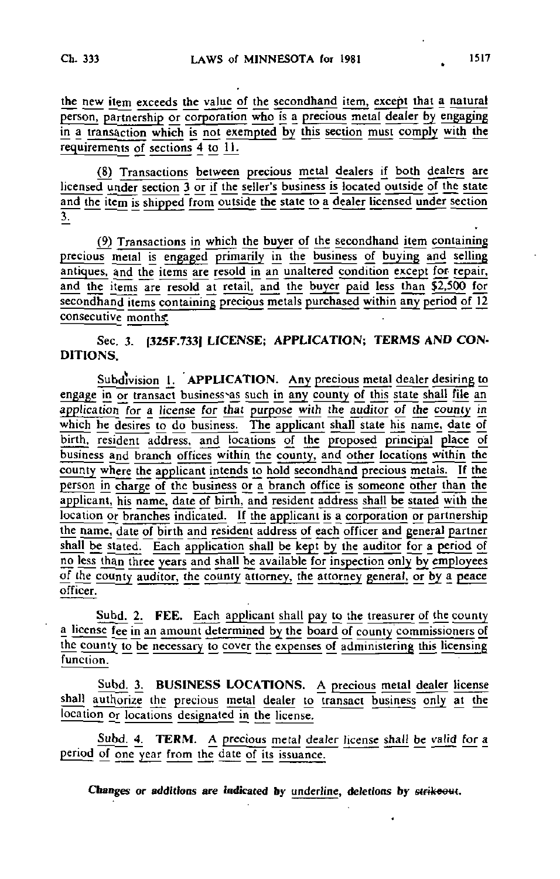the new item exceeds the value of the secondhand item, except that a natural person, partnership or corporation who is a precious metal dealer by engaging in a transaction which is not exempted by this section must comply with the requirements of sections 4 to 11.

(8) Transactions between precious metal dealers if both dealers are licensed under section 3 or if the seller's business is located outside of the state and the item is shipped from outside the state to a dealer licensed under section 3.

(9) Transactions in which the buyer of the secondhand item containing precious metal is engaged primarily in the business of buying and selling antiques, and the items are resold in an unaltered condition except for repair, and the items are resold at retail, and the buyer paid less than $2,500 for secondhand items containing precious metals purchased within any period of 12 consecutive months.

Sec. 3. [325F.733] **LICENSE; APPLICATION; TERMS AND CONDITIONS.**

Subdivision 1. **APPLICATION.** Any precious metal dealer desiring to engage in or transact business as such in any county of this state shall file an application for a license for that purpose with the auditor of the county in which he desires to do business. The applicant shall state his name, date of birth, resident address, and locations of the proposed principal place of business and branch offices within the county, and other locations within the county where the applicant intends to hold secondhand precious metals. If the person in charge of the business or a branch office is someone other than the applicant, his name, date of birth, and resident address shall be stated with the location or branches indicated. If the applicant is a corporation or partnership the name, date of birth and resident address of each officer and general partner shall be stated. Each application shall be kept by the auditor for a period of no less than three years and shall be available for inspection only by employees of the county auditor, the county attorney, the attorney general, or by a peace officer.

Subd. 2. **FEE.** Each applicant shall pay to the treasurer of the county a license fee in an amount determined by the board of county commissioners of the county to be necessary to cover the expenses of administering this licensing function.

Subd. 3. **BUSINESS LOCATIONS.** A precious metal dealer license shall authorize the precious metal dealer to transact business only at the location or locations designated in the license.

Subd. 4. **TERM.** A precious metal dealer license shall be valid for a period of one year from the date of its issuance.

**Changes or additions are indicated by underline, deletions by ~~strikeout~~.**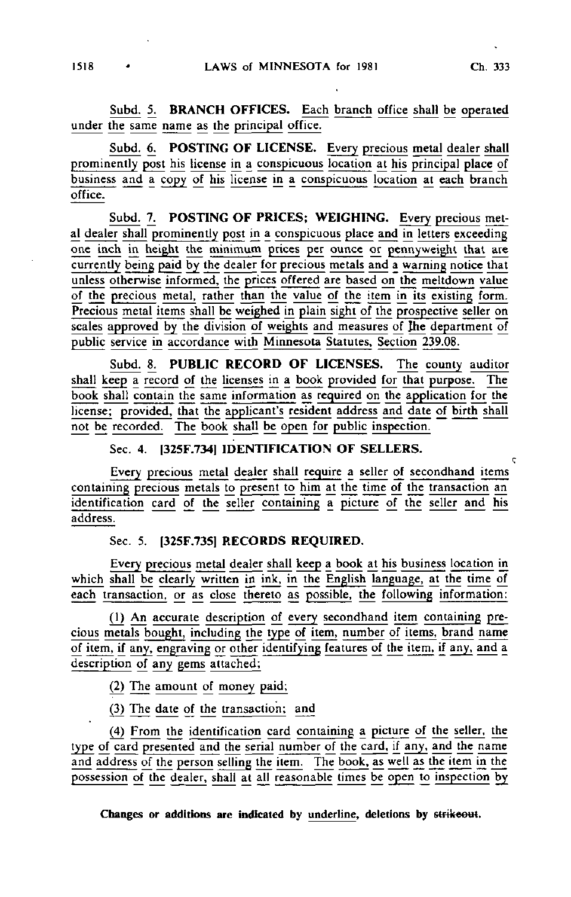Subd. 5. **BRANCH OFFICES.** Each branch office shall be operated under the same name as the principal office.

Subd. 6. **POSTING OF LICENSE.** Every precious metal dealer shall prominently post his license in a conspicuous location at his principal place of business and a copy of his license in a conspicuous location at each branch office.

Subd. 7. **POSTING OF PRICES; WEIGHING.** Every precious metal dealer shall prominently post in a conspicuous place and in letters exceeding one inch in height the minimum prices per ounce or pennyweight that are currently being paid by the dealer for precious metals and a warning notice that unless otherwise informed, the prices offered are based on the meltdown value of the precious metal, rather than the value of the item in its existing form. Precious metal items shall be weighed in plain sight of the prospective seller on scales approved by the division of weights and measures of the department of public service in accordance with Minnesota Statutes, Section 239.08.

Subd. 8. **PUBLIC RECORD OF LICENSES.** The county auditor shall keep a record of the licenses in a book provided for that purpose. The book shall contain the same information as required on the application for the license; provided, that the applicant's resident address and date of birth shall not be recorded. The book shall be open for public inspection.

Sec. 4. **[325F.734] IDENTIFICATION OF SELLERS.**

Every precious metal dealer shall require a seller of secondhand items containing precious metals to present to him at the time of the transaction an identification card of the seller containing a picture of the seller and his address.

Sec. 5. **[325F.735] RECORDS REQUIRED.**

Every precious metal dealer shall keep a book at his business location in which shall be clearly written in ink, in the English language, at the time of each transaction, or as close thereto as possible, the following information:

(1) An accurate description of every secondhand item containing precious metals bought, including the type of item, number of items, brand name of item, if any, engraving or other identifying features of the item, if any, and a description of any gems attached;

(2) The amount of money paid;

(3) The date of the transaction; and

(4) From the identification card containing a picture of the seller, the type of card presented and the serial number of the card, if any, and the name and address of the person selling the item. The book, as well as the item in the possession of the dealer, shall at all reasonable times be open to inspection by

Changes or additions are indicated by underline, deletions by strikeout.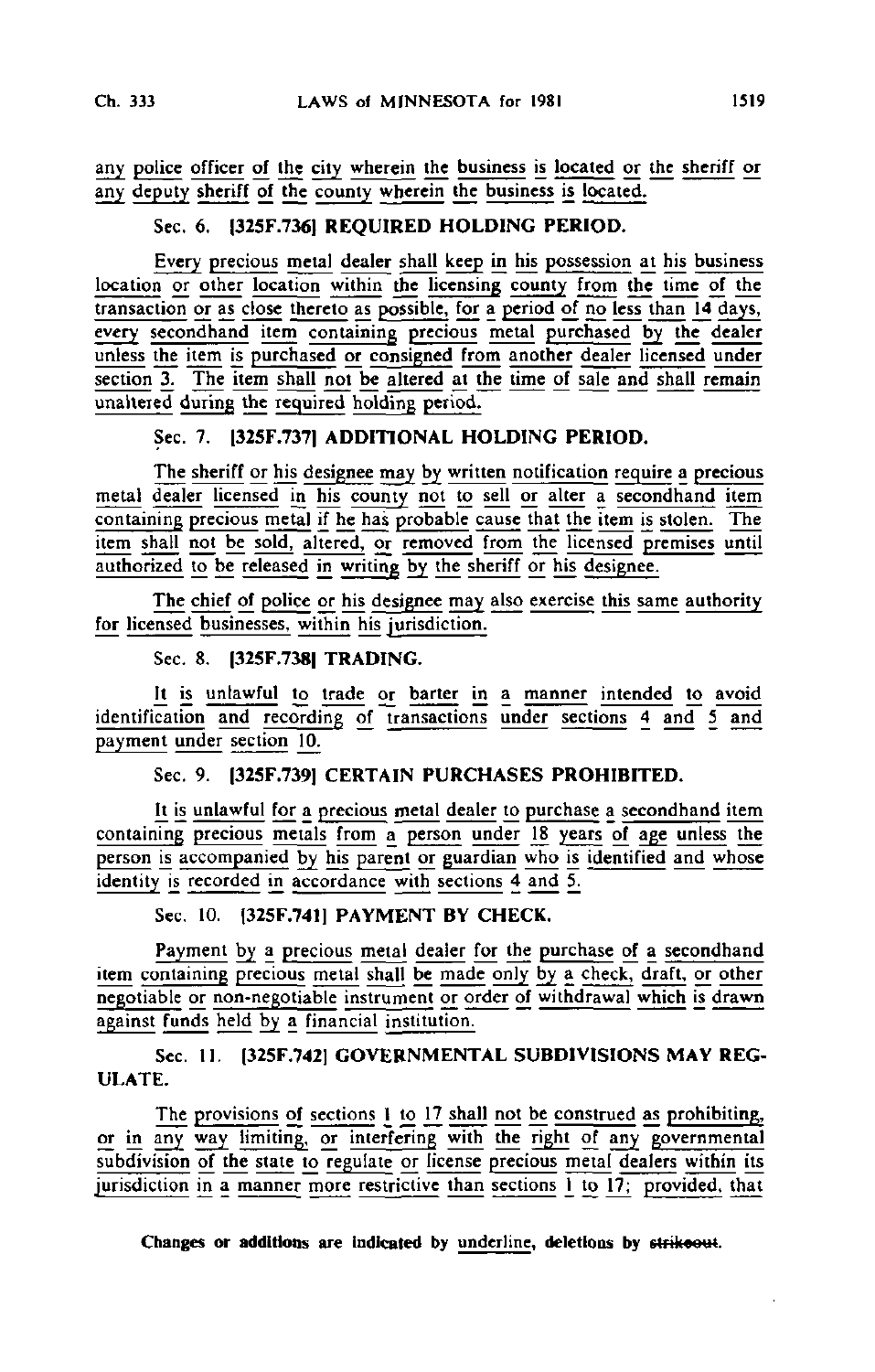any police officer of the city wherein the business is located or the sheriff or any deputy sheriff of the county wherein the business is located.

### Sec. 6. [325F.736] REQUIRED HOLDING PERIOD.

Every precious metal dealer shall keep in his possession at his business location or other location within the licensing county from the time of the transaction or as close thereto as possible, for a period of no less than 14 days, every secondhand item containing precious metal purchased by the dealer unless the item is purchased or consigned from another dealer licensed under section 3. The item shall not be altered at the time of sale and shall remain unaltered during the required holding period.

### Sec. 7. [325F.737] ADDITIONAL HOLDING PERIOD.

The sheriff or his designee may by written notification require a precious metal dealer licensed in his county not to sell or alter a secondhand item containing precious metal if he has probable cause that the item is stolen. The item shall not be sold, altered, or removed from the licensed premises until authorized to be released in writing by the sheriff or his designee.

The chief of police or his designee may also exercise this same authority for licensed businesses, within his jurisdiction.

### Sec. 8. [325F.738] TRADING.

It is unlawful to trade or barter in a manner intended to avoid identification and recording of transactions under sections 4 and 5 and payment under section 10.

### Sec. 9. [325F.739] CERTAIN PURCHASES PROHIBITED.

It is unlawful for a precious metal dealer to purchase a secondhand item containing precious metals from a person under 18 years of age unless the person is accompanied by his parent or guardian who is identified and whose identity is recorded in accordance with sections 4 and 5.

### Sec. 10. [325F.741] PAYMENT BY CHECK.

Payment by a precious metal dealer for the purchase of a secondhand item containing precious metal shall be made only by a check, draft, or other negotiable or non-negotiable instrument or order of withdrawal which is drawn against funds held by a financial institution.

### Sec. 11. [325F.742] GOVERNMENTAL SUBDIVISIONS MAY REGULATE.

The provisions of sections 1 to 17 shall not be construed as prohibiting, or in any way limiting, or interfering with the right of any governmental subdivision of the state to regulate or license precious metal dealers within its jurisdiction in a manner more restrictive than sections 1 to 17; provided, that

Changes or additions are indicated by underline, deletions by ~~strikeout~~.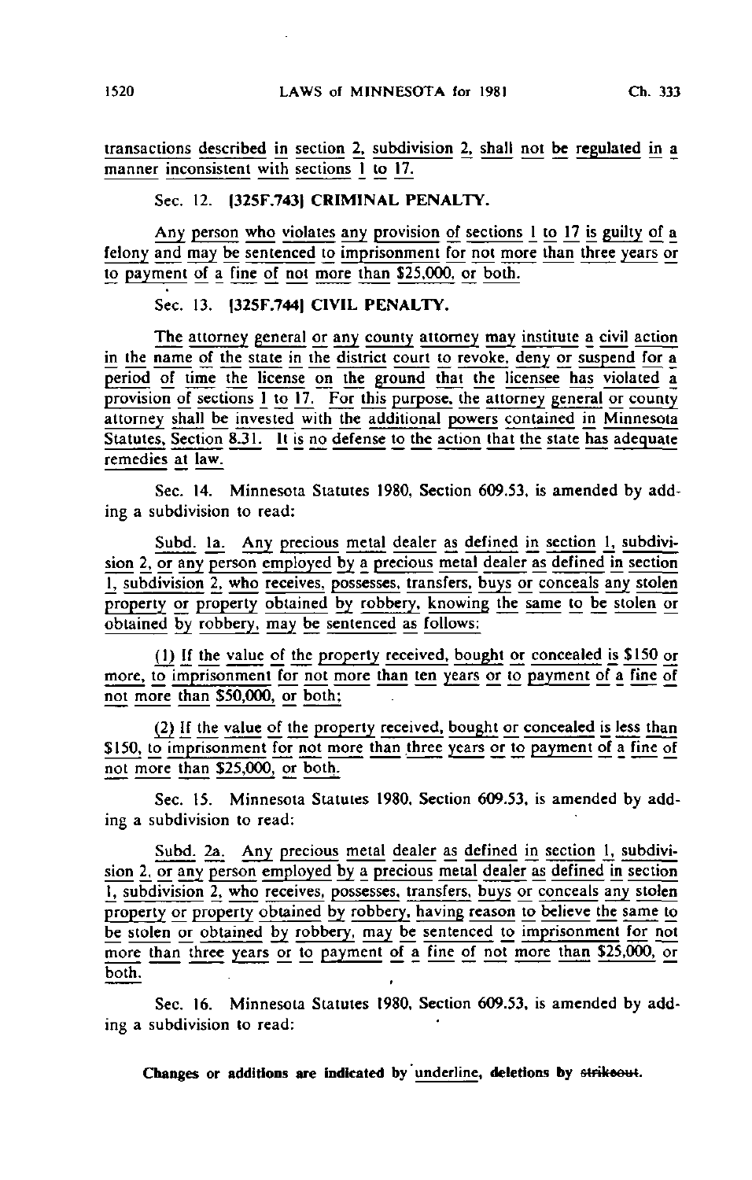transactions described in section 2, subdivision 2, shall not be regulated in a manner inconsistent with sections 1 to 17.

Sec. 12. [325F.743] CRIMINAL PENALTY.

Any person who violates any provision of sections 1 to 17 is guilty of a felony and may be sentenced to imprisonment for not more than three years or to payment of a fine of not more than $25,000, or both.

Sec. 13. [325F.744] CIVIL PENALTY.

The attorney general or any county attorney may institute a civil action in the name of the state in the district court to revoke, deny or suspend for a period of time the license on the ground that the licensee has violated a provision of sections 1 to 17. For this purpose, the attorney general or county attorney shall be invested with the additional powers contained in Minnesota Statutes, Section 8.31. It is no defense to the action that the state has adequate remedies at law.

Sec. 14. Minnesota Statutes 1980, Section 609.53, is amended by adding a subdivision to read:

Subd. 1a. Any precious metal dealer as defined in section 1, subdivision 2, or any person employed by a precious metal dealer as defined in section 1, subdivision 2, who receives, possesses, transfers, buys or conceals any stolen property or property obtained by robbery, knowing the same to be stolen or obtained by robbery, may be sentenced as follows:

(1) If the value of the property received, bought or concealed is $150 or more, to imprisonment for not more than ten years or to payment of a fine of not more than $50,000, or both;

(2) If the value of the property received, bought or concealed is less than $150, to imprisonment for not more than three years or to payment of a fine of not more than $25,000, or both.

Sec. 15. Minnesota Statutes 1980, Section 609.53, is amended by adding a subdivision to read:

Subd. 2a. Any precious metal dealer as defined in section 1, subdivision 2, or any person employed by a precious metal dealer as defined in section 1, subdivision 2, who receives, possesses, transfers, buys or conceals any stolen property or property obtained by robbery, having reason to believe the same to be stolen or obtained by robbery, may be sentenced to imprisonment for not more than three years or to payment of a fine of not more than $25,000, or both.

Sec. 16. Minnesota Statutes 1980, Section 609.53, is amended by adding a subdivision to read:

**Changes or additions are indicated by underline, deletions by ~~strikeout~~.**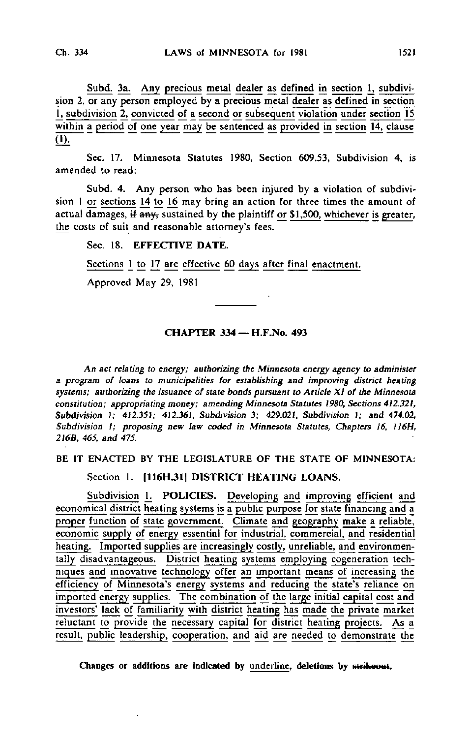Subd. 3a. Any precious metal dealer as defined in section 1, subdivision 2, or any person employed by a precious metal dealer as defined in section 1, subdivision 2, convicted of a second or subsequent violation under section 15 within a period of one year may be sentenced as provided in section 14, clause (1).

Sec. 17. Minnesota Statutes 1980, Section 609.53, Subdivision 4, is amended to read:

Subd. 4. Any person who has been injured by a violation of subdivision 1 or sections 14 to 16 may bring an action for three times the amount of actual damages, ~~if any,~~ sustained by the plaintiff or $1,500, whichever is greater, the costs of suit and reasonable attorney's fees.

Sec. 18. **EFFECTIVE DATE.**

Sections 1 to 17 are effective 60 days after final enactment.

Approved May 29, 1981

## CHAPTER 334 — H.F.No. 493

*An act relating to energy; authorizing the Minnesota energy agency to administer a program of loans to municipalities for establishing and improving district heating systems; authorizing the issuance of state bonds pursuant to Article XI of the Minnesota constitution; appropriating money; amending Minnesota Statutes 1980, Sections 412.321, Subdivision 1; 412.351; 412.361, Subdivision 3; 429.021, Subdivision 1; and 474.02, Subdivision 1; proposing new law coded in Minnesota Statutes, Chapters 16, 116H, 216B, 465, and 475.*

BE IT ENACTED BY THE LEGISLATURE OF THE STATE OF MINNESOTA:

Section 1. **[116H.31] DISTRICT HEATING LOANS.**

Subdivision 1. **POLICIES.** Developing and improving efficient and economical district heating systems is a public purpose for state financing and a proper function of state government. Climate and geography make a reliable, economic supply of energy essential for industrial, commercial, and residential heating. Imported supplies are increasingly costly, unreliable, and environmentally disadvantageous. District heating systems employing cogeneration techniques and innovative technology offer an important means of increasing the efficiency of Minnesota's energy systems and reducing the state's reliance on imported energy supplies. The combination of the large initial capital cost and investors' lack of familiarity with district heating has made the private market reluctant to provide the necessary capital for district heating projects. As a result, public leadership, cooperation, and aid are needed to demonstrate the

Changes or additions are indicated by underline, deletions by ~~strikeout~~.